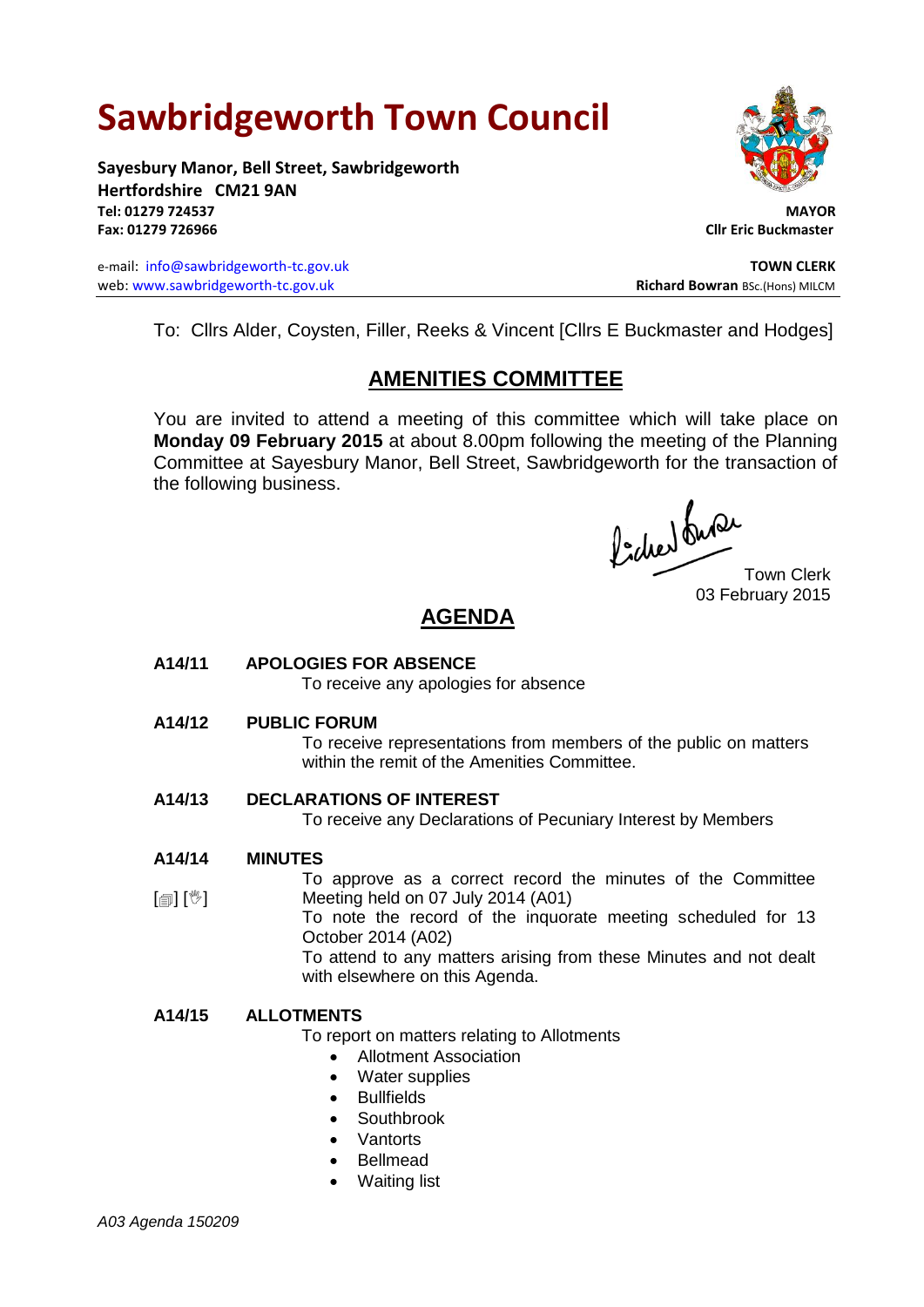# Sawbridgeworth Town Council

**Sayesbury Manor, Bell Street, Sawbridgeworth**
**Hertfordshire CM21 9AN**
**Tel: 01279 724537**
**Fax: 01279 726966**

**MAYOR**
**Cllr Eric Buckmaster**

e-mail: info@sawbridgeworth-tc.gov.uk
web: www.sawbridgeworth-tc.gov.uk

**TOWN CLERK**
**Richard Bowran** BSc.(Hons) MILCM

To: Cllrs Alder, Coysten, Filler, Reeks & Vincent [Cllrs E Buckmaster and Hodges]

## AMENITIES COMMITTEE

You are invited to attend a meeting of this committee which will take place on **Monday 09 February 2015** at about 8.00pm following the meeting of the Planning Committee at Sayesbury Manor, Bell Street, Sawbridgeworth for the transaction of the following business.

Town Clerk
03 February 2015

## AGENDA

**A14/11 APOLOGIES FOR ABSENCE**
To receive any apologies for absence

**A14/12 PUBLIC FORUM**
To receive representations from members of the public on matters within the remit of the Amenities Committee.

**A14/13 DECLARATIONS OF INTEREST**
To receive any Declarations of Pecuniary Interest by Members

**A14/14 MINUTES**
[] []
To approve as a correct record the minutes of the Committee Meeting held on 07 July 2014 (A01)
To note the record of the inquorate meeting scheduled for 13 October 2014 (A02)
To attend to any matters arising from these Minutes and not dealt with elsewhere on this Agenda.

**A14/15 ALLOTMENTS**
To report on matters relating to Allotments

- Allotment Association
- Water supplies
- Bullfields
- Southbrook
- Vantorts
- Bellmead
- Waiting list

*A03 Agenda 150209*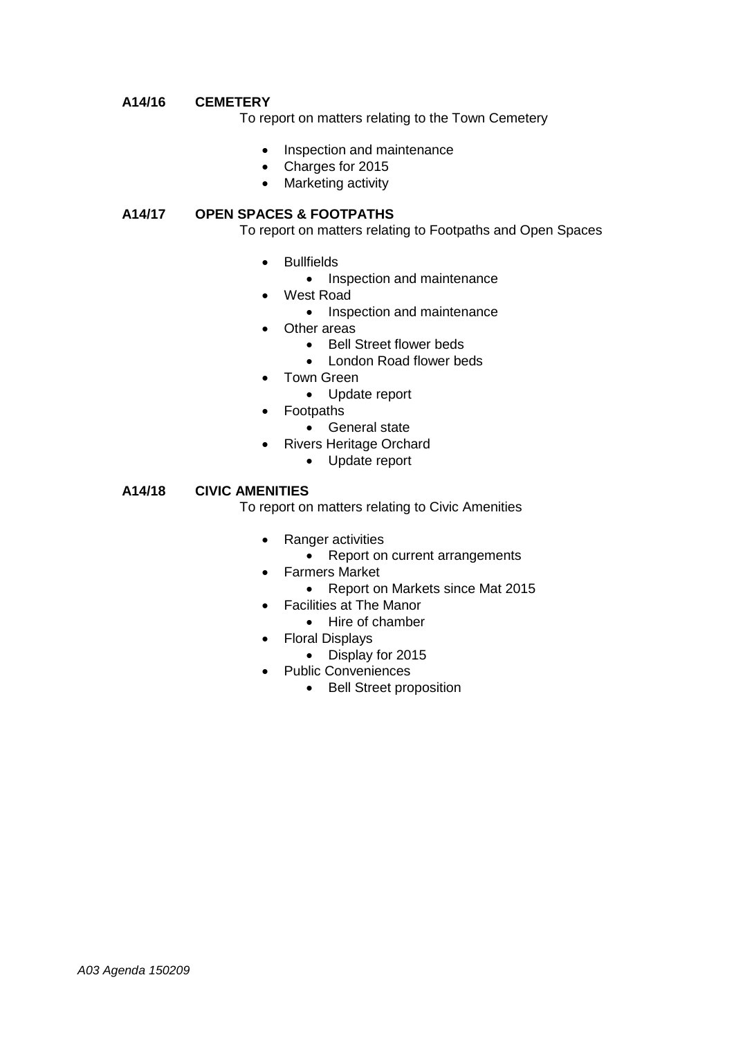**A14/16 CEMETERY**

To report on matters relating to the Town Cemetery

- Inspection and maintenance
- Charges for 2015
- Marketing activity

**A14/17 OPEN SPACES & FOOTPATHS**

To report on matters relating to Footpaths and Open Spaces

- Bullfields
  - Inspection and maintenance
- West Road
  - Inspection and maintenance
- Other areas
  - Bell Street flower beds
  - London Road flower beds
- Town Green
  - Update report
- Footpaths
  - General state
- Rivers Heritage Orchard
  - Update report

**A14/18 CIVIC AMENITIES**

To report on matters relating to Civic Amenities

- Ranger activities
  - Report on current arrangements
- Farmers Market
  - Report on Markets since Mat 2015
- Facilities at The Manor
  - Hire of chamber
- Floral Displays
  - Display for 2015
- Public Conveniences
  - Bell Street proposition

*A03 Agenda 150209*